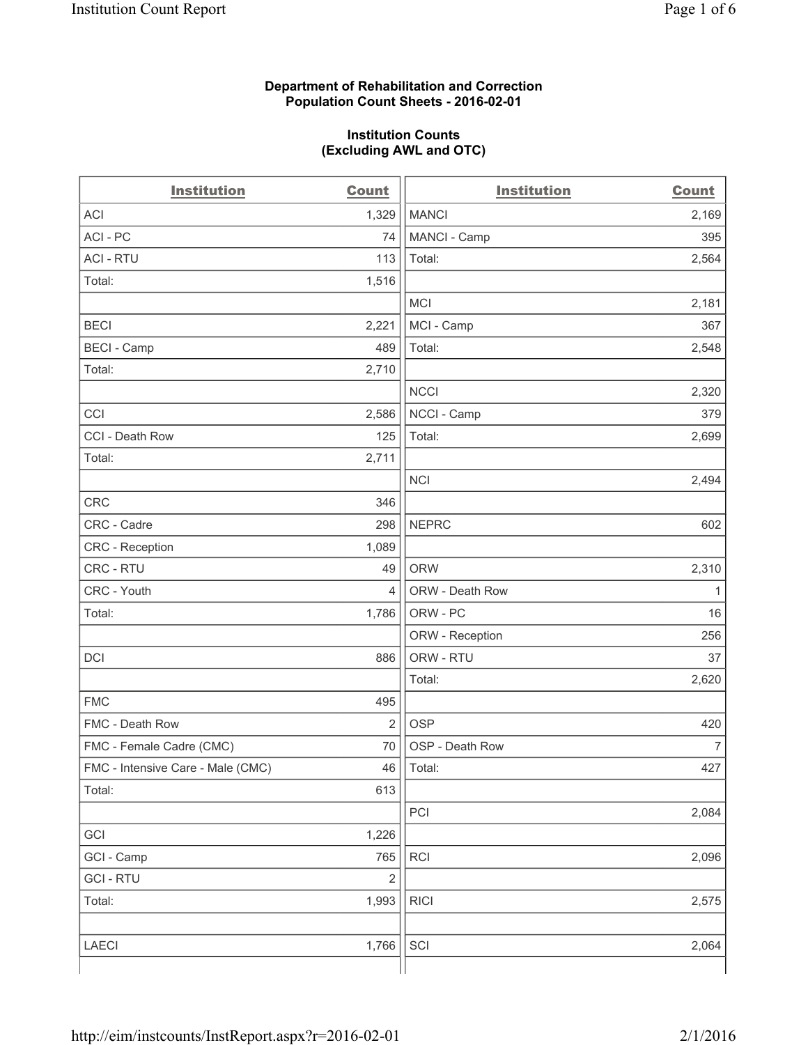**Department of Rehabilitation and Correction**
**Population Count Sheets - 2016-02-01**

**Institution Counts**
**(Excluding AWL and OTC)**

| Institution | Count |
|---|---|
| ACI | 1,329 |
| ACI - PC | 74 |
| ACI - RTU | 113 |
| Total: | 1,516 |
| | |
| BECI | 2,221 |
| BECI - Camp | 489 |
| Total: | 2,710 |
| | |
| CCI | 2,586 |
| CCI - Death Row | 125 |
| Total: | 2,711 |
| | |
| CRC | 346 |
| CRC - Cadre | 298 |
| CRC - Reception | 1,089 |
| CRC - RTU | 49 |
| CRC - Youth | 4 |
| Total: | 1,786 |
| | |
| DCI | 886 |
| | |
| FMC | 495 |
| FMC - Death Row | 2 |
| FMC - Female Cadre (CMC) | 70 |
| FMC - Intensive Care - Male (CMC) | 46 |
| Total: | 613 |
| | |
| GCI | 1,226 |
| GCI - Camp | 765 |
| GCI - RTU | 2 |
| Total: | 1,993 |
| | |
| LAECI | 1,766 |

| Institution | Count |
|---|---|
| MANCI | 2,169 |
| MANCI - Camp | 395 |
| Total: | 2,564 |
| | |
| MCI | 2,181 |
| MCI - Camp | 367 |
| Total: | 2,548 |
| | |
| NCCI | 2,320 |
| NCCI - Camp | 379 |
| Total: | 2,699 |
| | |
| NCI | 2,494 |
| | |
| NEPRC | 602 |
| | |
| ORW | 2,310 |
| ORW - Death Row | 1 |
| ORW - PC | 16 |
| ORW - Reception | 256 |
| ORW - RTU | 37 |
| Total: | 2,620 |
| | |
| OSP | 420 |
| OSP - Death Row | 7 |
| Total: | 427 |
| | |
| PCI | 2,084 |
| | |
| RCI | 2,096 |
| | |
| RICI | 2,575 |
| | |
| SCI | 2,064 |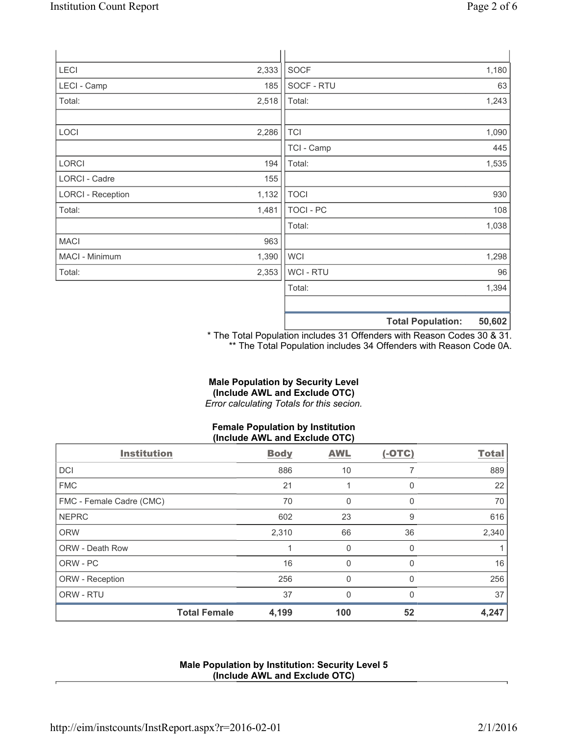| | | | |
|---|---|---|---|
| LECI | 2,333 | SOCF | 1,180 |
| LECI - Camp | 185 | SOCF - RTU | 63 |
| Total: | 2,518 | Total: | 1,243 |
| | | | |
| LOCI | 2,286 | TCI | 1,090 |
| | | TCI - Camp | 445 |
| LORCI | 194 | Total: | 1,535 |
| LORCI - Cadre | 155 | | |
| LORCI - Reception | 1,132 | TOCI | 930 |
| Total: | 1,481 | TOCI - PC | 108 |
| | | Total: | 1,038 |
| MACI | 963 | | |
| MACI - Minimum | 1,390 | WCI | 1,298 |
| Total: | 2,353 | WCI - RTU | 96 |
| | | Total: | 1,394 |
| | | | |
| | | **Total Population:** | **50,602** |

* The Total Population includes 31 Offenders with Reason Codes 30 & 31.
** The Total Population includes 34 Offenders with Reason Code 0A.

**Male Population by Security Level**
**(Include AWL and Exclude OTC)**
*Error calculating Totals for this secion.*

**Female Population by Institution**
**(Include AWL and Exclude OTC)**

| Institution | Body | AWL | (-OTC) | Total |
|---|---|---|---|---|
| DCI | 886 | 10 | 7 | 889 |
| FMC | 21 | 1 | 0 | 22 |
| FMC - Female Cadre (CMC) | 70 | 0 | 0 | 70 |
| NEPRC | 602 | 23 | 9 | 616 |
| ORW | 2,310 | 66 | 36 | 2,340 |
| ORW - Death Row | 1 | 0 | 0 | 1 |
| ORW - PC | 16 | 0 | 0 | 16 |
| ORW - Reception | 256 | 0 | 0 | 256 |
| ORW - RTU | 37 | 0 | 0 | 37 |
| **Total Female** | **4,199** | **100** | **52** | **4,247** |

**Male Population by Institution: Security Level 5**
**(Include AWL and Exclude OTC)**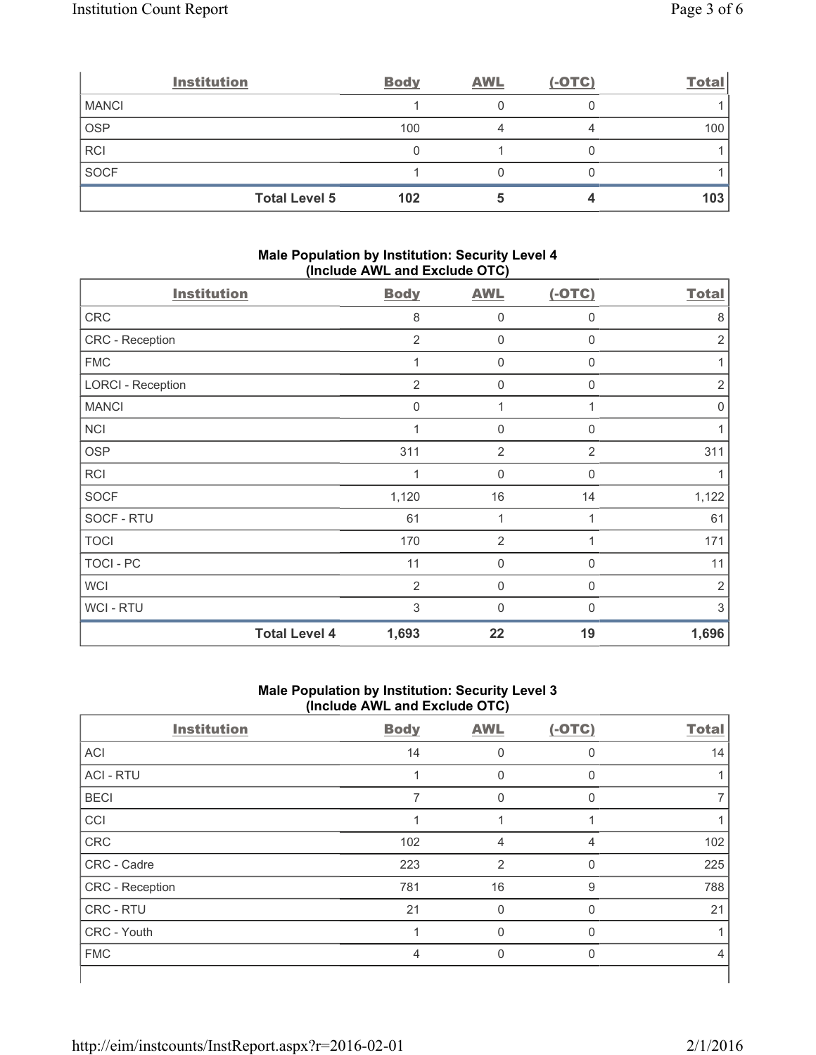| Institution | Body | AWL | (-OTC) | Total |
|---|---|---|---|---|
| MANCI | 1 | 0 | 0 | 1 |
| OSP | 100 | 4 | 4 | 100 |
| RCI | 0 | 1 | 0 | 1 |
| SOCF | 1 | 0 | 0 | 1 |
| **Total Level 5** | **102** | **5** | **4** | **103** |

## Male Population by Institution: Security Level 4 (Include AWL and Exclude OTC)

| Institution | Body | AWL | (-OTC) | Total |
|---|---|---|---|---|
| CRC | 8 | 0 | 0 | 8 |
| CRC - Reception | 2 | 0 | 0 | 2 |
| FMC | 1 | 0 | 0 | 1 |
| LORCI - Reception | 2 | 0 | 0 | 2 |
| MANCI | 0 | 1 | 1 | 0 |
| NCI | 1 | 0 | 0 | 1 |
| OSP | 311 | 2 | 2 | 311 |
| RCI | 1 | 0 | 0 | 1 |
| SOCF | 1,120 | 16 | 14 | 1,122 |
| SOCF - RTU | 61 | 1 | 1 | 61 |
| TOCI | 170 | 2 | 1 | 171 |
| TOCI - PC | 11 | 0 | 0 | 11 |
| WCI | 2 | 0 | 0 | 2 |
| WCI - RTU | 3 | 0 | 0 | 3 |
| **Total Level 4** | **1,693** | **22** | **19** | **1,696** |

## Male Population by Institution: Security Level 3 (Include AWL and Exclude OTC)

| Institution | Body | AWL | (-OTC) | Total |
|---|---|---|---|---|
| ACI | 14 | 0 | 0 | 14 |
| ACI - RTU | 1 | 0 | 0 | 1 |
| BECI | 7 | 0 | 0 | 7 |
| CCI | 1 | 1 | 1 | 1 |
| CRC | 102 | 4 | 4 | 102 |
| CRC - Cadre | 223 | 2 | 0 | 225 |
| CRC - Reception | 781 | 16 | 9 | 788 |
| CRC - RTU | 21 | 0 | 0 | 21 |
| CRC - Youth | 1 | 0 | 0 | 1 |
| FMC | 4 | 0 | 0 | 4 |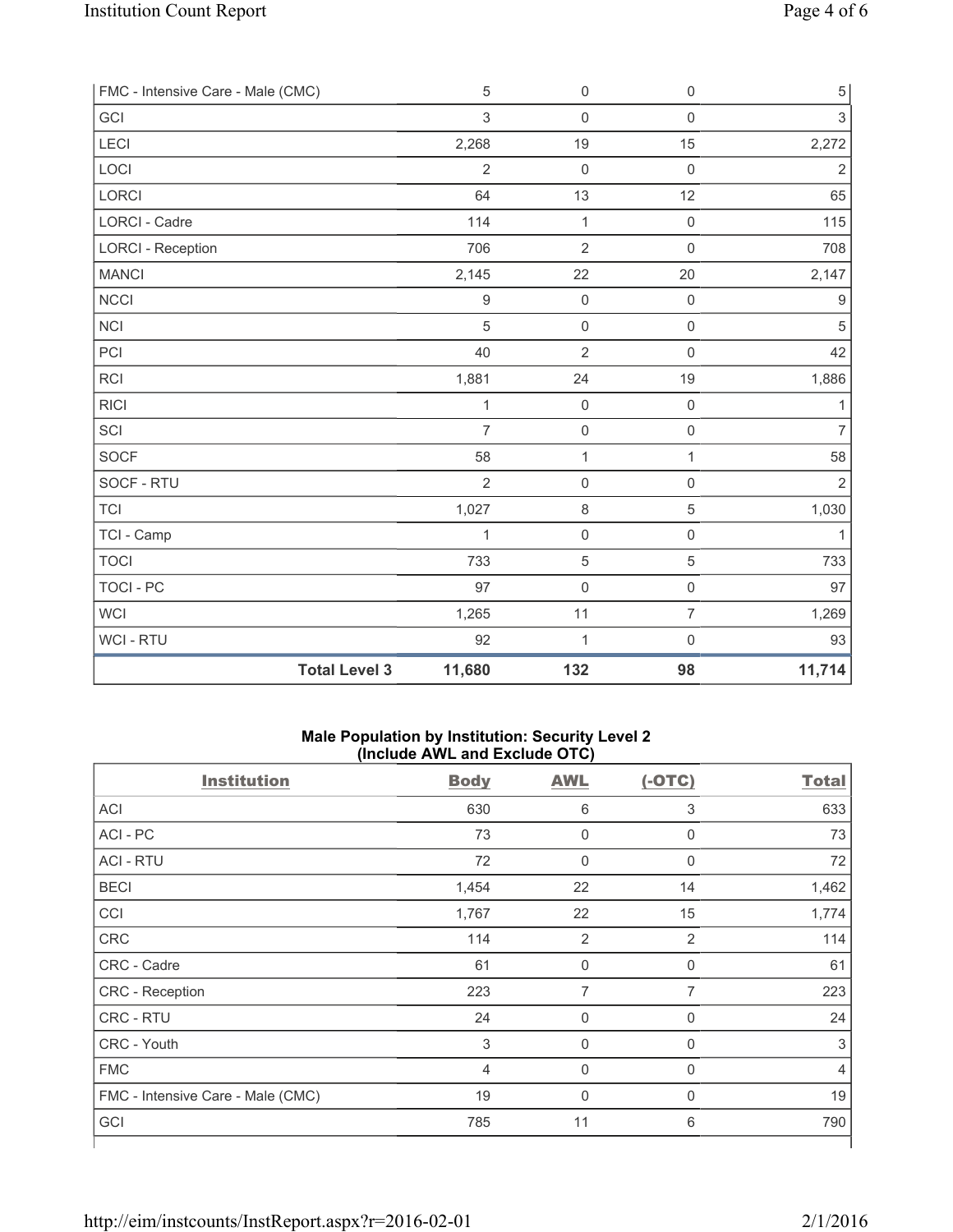| FMC - Intensive Care - Male (CMC) | 5 | 0 | 0 | 5 |
|---|---|---|---|---|
| GCI | 3 | 0 | 0 | 3 |
| LECI | 2,268 | 19 | 15 | 2,272 |
| LOCI | 2 | 0 | 0 | 2 |
| LORCI | 64 | 13 | 12 | 65 |
| LORCI - Cadre | 114 | 1 | 0 | 115 |
| LORCI - Reception | 706 | 2 | 0 | 708 |
| MANCI | 2,145 | 22 | 20 | 2,147 |
| NCCI | 9 | 0 | 0 | 9 |
| NCI | 5 | 0 | 0 | 5 |
| PCI | 40 | 2 | 0 | 42 |
| RCI | 1,881 | 24 | 19 | 1,886 |
| RICI | 1 | 0 | 0 | 1 |
| SCI | 7 | 0 | 0 | 7 |
| SOCF | 58 | 1 | 1 | 58 |
| SOCF - RTU | 2 | 0 | 0 | 2 |
| TCI | 1,027 | 8 | 5 | 1,030 |
| TCI - Camp | 1 | 0 | 0 | 1 |
| TOCI | 733 | 5 | 5 | 733 |
| TOCI - PC | 97 | 0 | 0 | 97 |
| WCI | 1,265 | 11 | 7 | 1,269 |
| WCI - RTU | 92 | 1 | 0 | 93 |
| **Total Level 3** | **11,680** | **132** | **98** | **11,714** |

**Male Population by Institution: Security Level 2**
**(Include AWL and Exclude OTC)**

| Institution | Body | AWL | (-OTC) | Total |
|---|---|---|---|---|
| ACI | 630 | 6 | 3 | 633 |
| ACI - PC | 73 | 0 | 0 | 73 |
| ACI - RTU | 72 | 0 | 0 | 72 |
| BECI | 1,454 | 22 | 14 | 1,462 |
| CCI | 1,767 | 22 | 15 | 1,774 |
| CRC | 114 | 2 | 2 | 114 |
| CRC - Cadre | 61 | 0 | 0 | 61 |
| CRC - Reception | 223 | 7 | 7 | 223 |
| CRC - RTU | 24 | 0 | 0 | 24 |
| CRC - Youth | 3 | 0 | 0 | 3 |
| FMC | 4 | 0 | 0 | 4 |
| FMC - Intensive Care - Male (CMC) | 19 | 0 | 0 | 19 |
| GCI | 785 | 11 | 6 | 790 |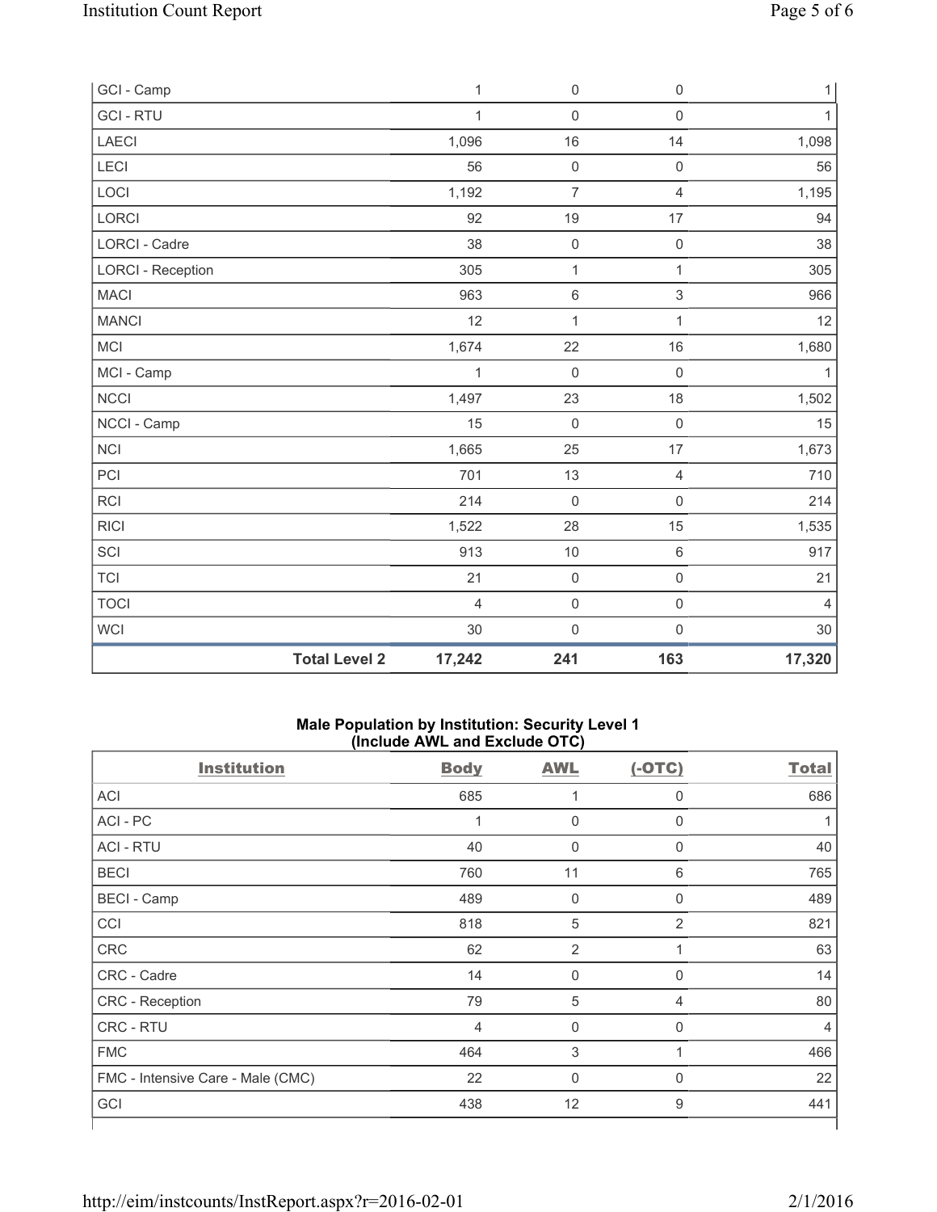| | Body | AWL | (-OTC) | Total |
|---|---|---|---|---|
| GCI - Camp | 1 | 0 | 0 | 1 |
| GCI - RTU | 1 | 0 | 0 | 1 |
| LAECI | 1,096 | 16 | 14 | 1,098 |
| LECI | 56 | 0 | 0 | 56 |
| LOCI | 1,192 | 7 | 4 | 1,195 |
| LORCI | 92 | 19 | 17 | 94 |
| LORCI - Cadre | 38 | 0 | 0 | 38 |
| LORCI - Reception | 305 | 1 | 1 | 305 |
| MACI | 963 | 6 | 3 | 966 |
| MANCI | 12 | 1 | 1 | 12 |
| MCI | 1,674 | 22 | 16 | 1,680 |
| MCI - Camp | 1 | 0 | 0 | 1 |
| NCCI | 1,497 | 23 | 18 | 1,502 |
| NCCI - Camp | 15 | 0 | 0 | 15 |
| NCI | 1,665 | 25 | 17 | 1,673 |
| PCI | 701 | 13 | 4 | 710 |
| RCI | 214 | 0 | 0 | 214 |
| RICI | 1,522 | 28 | 15 | 1,535 |
| SCI | 913 | 10 | 6 | 917 |
| TCI | 21 | 0 | 0 | 21 |
| TOCI | 4 | 0 | 0 | 4 |
| WCI | 30 | 0 | 0 | 30 |
| **Total Level 2** | **17,242** | **241** | **163** | **17,320** |

**Male Population by Institution: Security Level 1 (Include AWL and Exclude OTC)**

| Institution | Body | AWL | (-OTC) | Total |
|---|---|---|---|---|
| ACI | 685 | 1 | 0 | 686 |
| ACI - PC | 1 | 0 | 0 | 1 |
| ACI - RTU | 40 | 0 | 0 | 40 |
| BECI | 760 | 11 | 6 | 765 |
| BECI - Camp | 489 | 0 | 0 | 489 |
| CCI | 818 | 5 | 2 | 821 |
| CRC | 62 | 2 | 1 | 63 |
| CRC - Cadre | 14 | 0 | 0 | 14 |
| CRC - Reception | 79 | 5 | 4 | 80 |
| CRC - RTU | 4 | 0 | 0 | 4 |
| FMC | 464 | 3 | 1 | 466 |
| FMC - Intensive Care - Male (CMC) | 22 | 0 | 0 | 22 |
| GCI | 438 | 12 | 9 | 441 |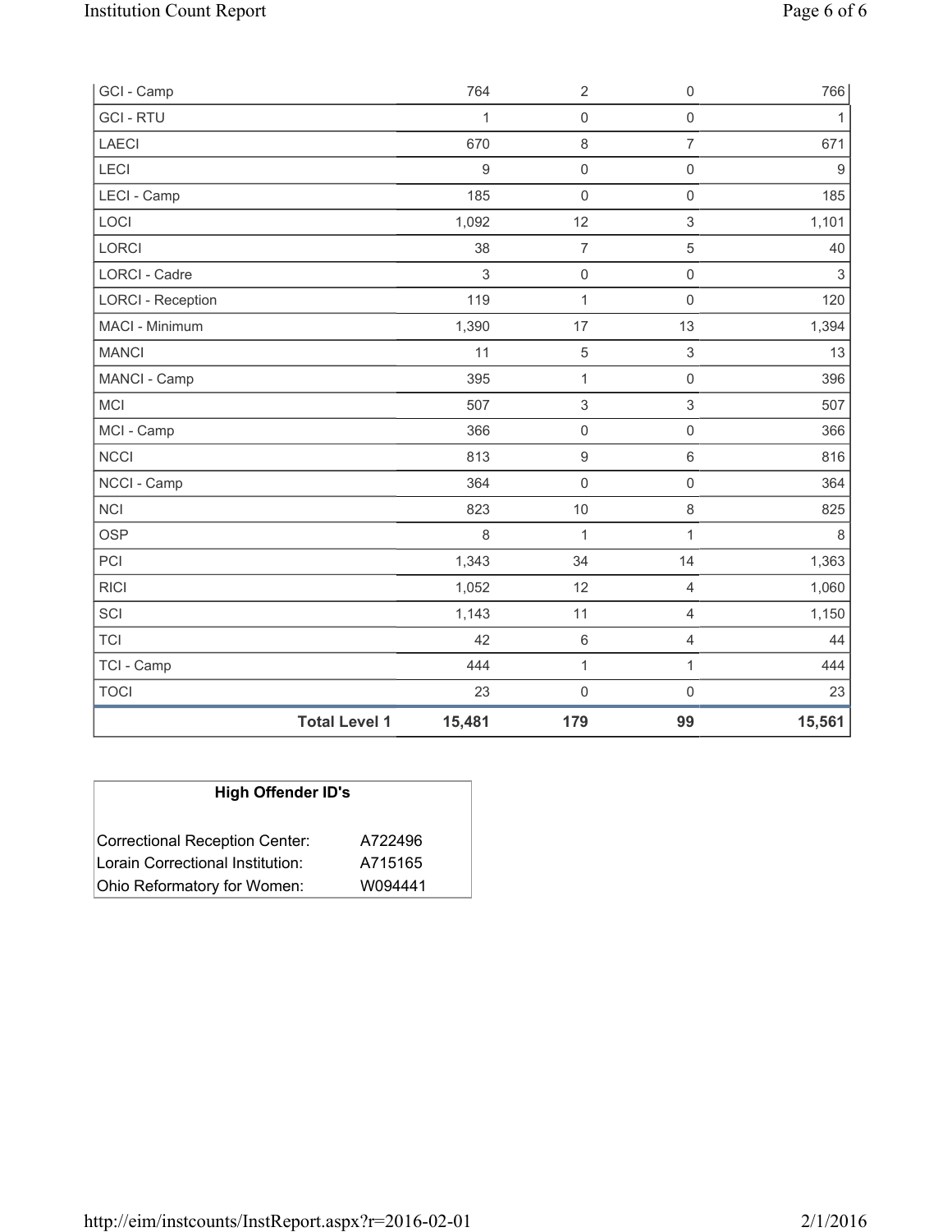| | | | | |
|---|---|---|---|---|
| GCI - Camp | 764 | 2 | 0 | 766 |
| GCI - RTU | 1 | 0 | 0 | 1 |
| LAECI | 670 | 8 | 7 | 671 |
| LECI | 9 | 0 | 0 | 9 |
| LECI - Camp | 185 | 0 | 0 | 185 |
| LOCI | 1,092 | 12 | 3 | 1,101 |
| LORCI | 38 | 7 | 5 | 40 |
| LORCI - Cadre | 3 | 0 | 0 | 3 |
| LORCI - Reception | 119 | 1 | 0 | 120 |
| MACI - Minimum | 1,390 | 17 | 13 | 1,394 |
| MANCI | 11 | 5 | 3 | 13 |
| MANCI - Camp | 395 | 1 | 0 | 396 |
| MCI | 507 | 3 | 3 | 507 |
| MCI - Camp | 366 | 0 | 0 | 366 |
| NCCI | 813 | 9 | 6 | 816 |
| NCCI - Camp | 364 | 0 | 0 | 364 |
| NCI | 823 | 10 | 8 | 825 |
| OSP | 8 | 1 | 1 | 8 |
| PCI | 1,343 | 34 | 14 | 1,363 |
| RICI | 1,052 | 12 | 4 | 1,060 |
| SCI | 1,143 | 11 | 4 | 1,150 |
| TCI | 42 | 6 | 4 | 44 |
| TCI - Camp | 444 | 1 | 1 | 444 |
| TOCI | 23 | 0 | 0 | 23 |
| **Total Level 1** | **15,481** | **179** | **99** | **15,561** |

| High Offender ID's | |
|---|---|
| Correctional Reception Center: | A722496 |
| Lorain Correctional Institution: | A715165 |
| Ohio Reformatory for Women: | W094441 |